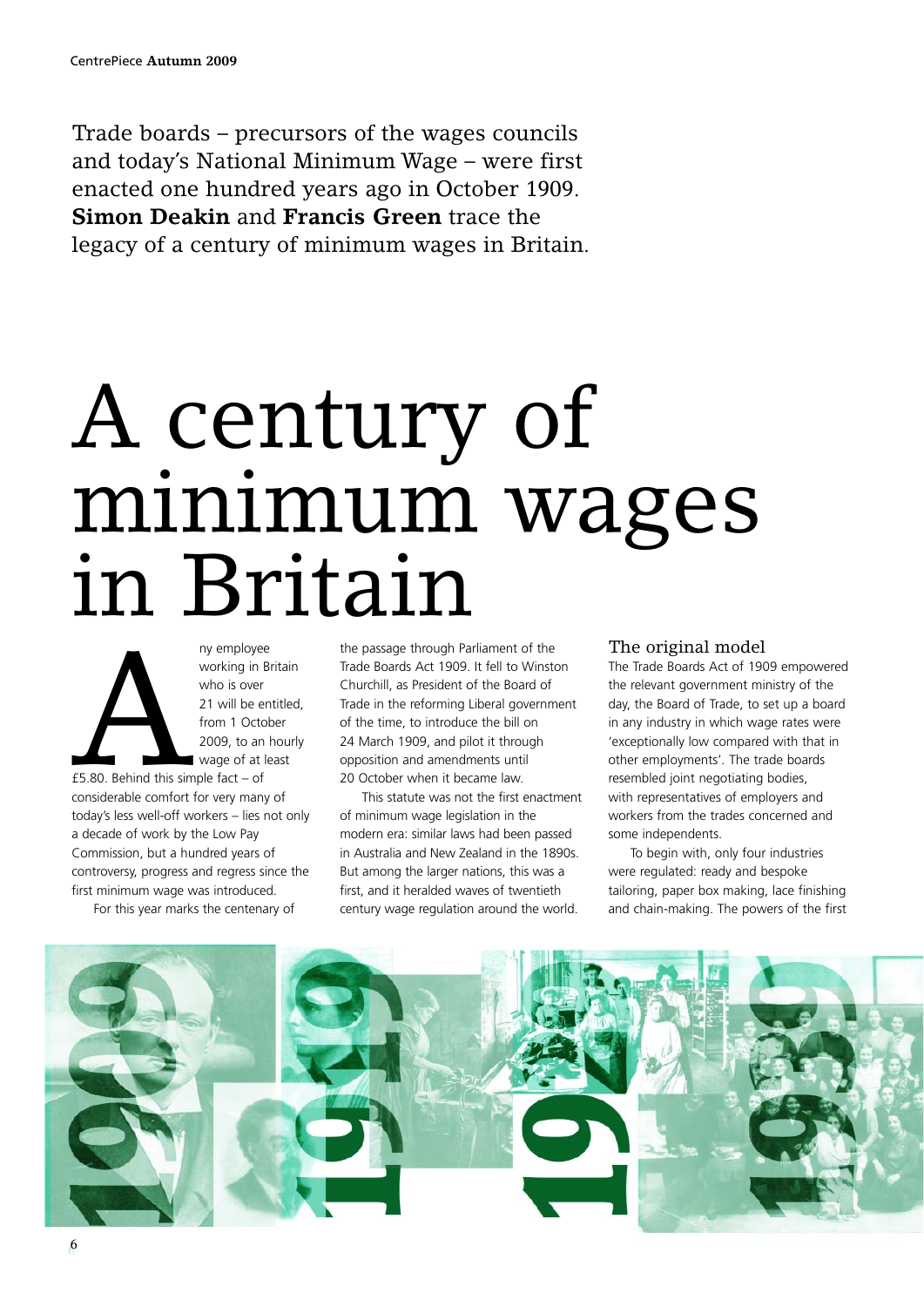Trade boards – precursors of the wages councils and today's National Minimum Wage – were first enacted one hundred years ago in October 1909. **Simon Deakin** and **Francis Green** trace the legacy of a century of minimum wages in Britain.

# A century of minimum wages in Britain

Any employee working in Britain who is over 21 will be entitled, from 1 October 2009, to an hourly wage of at least £5.80. Behind this simple fact – of considerable comfort for very many of today's less well-off workers – lies not only a decade of work by the Low Pay Commission, but a hundred years of controversy, progress and regress since the first minimum wage was introduced.

For this year marks the centenary of the passage through Parliament of the Trade Boards Act 1909. It fell to Winston Churchill, as President of the Board of Trade in the reforming Liberal government of the time, to introduce the bill on 24 March 1909, and pilot it through opposition and amendments until 20 October when it became law.

This statute was not the first enactment of minimum wage legislation in the modern era: similar laws had been passed in Australia and New Zealand in the 1890s. But among the larger nations, this was a first, and it heralded waves of twentieth century wage regulation around the world.

### The original model

The Trade Boards Act of 1909 empowered the relevant government ministry of the day, the Board of Trade, to set up a board in any industry in which wage rates were 'exceptionally low compared with that in other employments'. The trade boards resembled joint negotiating bodies, with representatives of employers and workers from the trades concerned and some independents.

To begin with, only four industries were regulated: ready and bespoke tailoring, paper box making, lace finishing and chain-making. The powers of the first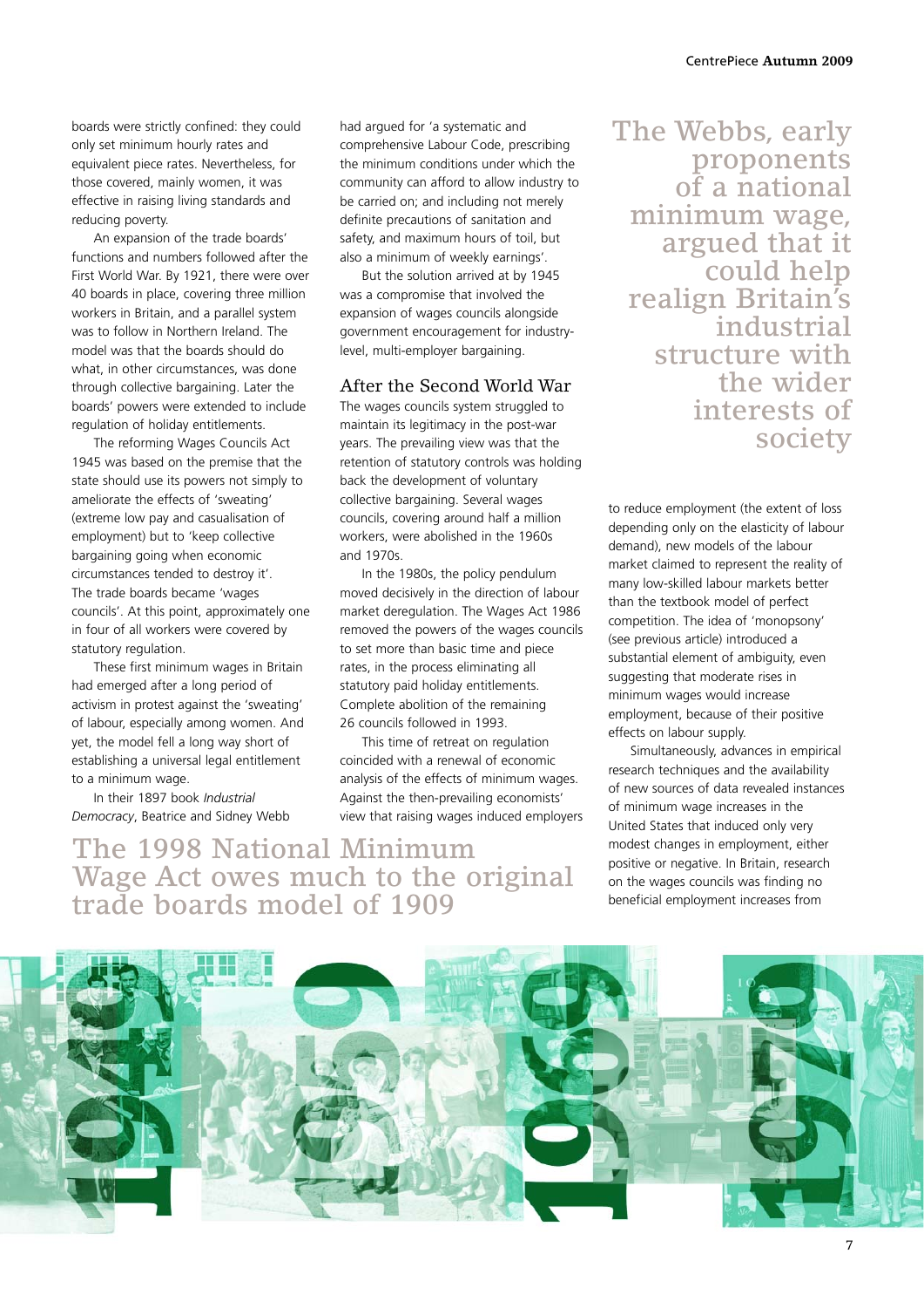boards were strictly confined: they could only set minimum hourly rates and equivalent piece rates. Nevertheless, for those covered, mainly women, it was effective in raising living standards and reducing poverty.

An expansion of the trade boards' functions and numbers followed after the First World War. By 1921, there were over 40 boards in place, covering three million workers in Britain, and a parallel system was to follow in Northern Ireland. The model was that the boards should do what, in other circumstances, was done through collective bargaining. Later the boards' powers were extended to include regulation of holiday entitlements.

The reforming Wages Councils Act 1945 was based on the premise that the state should use its powers not simply to ameliorate the effects of 'sweating' (extreme low pay and casualisation of employment) but to 'keep collective bargaining going when economic circumstances tended to destroy it'. The trade boards became 'wages councils'. At this point, approximately one in four of all workers were covered by statutory regulation.

These first minimum wages in Britain had emerged after a long period of activism in protest against the 'sweating' of labour, especially among women. And yet, the model fell a long way short of establishing a universal legal entitlement to a minimum wage.

In their 1897 book *Industrial Democracy*, Beatrice and Sidney Webb had argued for 'a systematic and comprehensive Labour Code, prescribing the minimum conditions under which the community can afford to allow industry to be carried on; and including not merely definite precautions of sanitation and safety, and maximum hours of toil, but also a minimum of weekly earnings'.

But the solution arrived at by 1945 was a compromise that involved the expansion of wages councils alongside government encouragement for industry-level, multi-employer bargaining.

## After the Second World War

The wages councils system struggled to maintain its legitimacy in the post-war years. The prevailing view was that the retention of statutory controls was holding back the development of voluntary collective bargaining. Several wages councils, covering around half a million workers, were abolished in the 1960s and 1970s.

In the 1980s, the policy pendulum moved decisively in the direction of labour market deregulation. The Wages Act 1986 removed the powers of the wages councils to set more than basic time and piece rates, in the process eliminating all statutory paid holiday entitlements. Complete abolition of the remaining 26 councils followed in 1993.

This time of retreat on regulation coincided with a renewal of economic analysis of the effects of minimum wages. Against the then-prevailing economists' view that raising wages induced employers to reduce employment (the extent of loss depending only on the elasticity of labour demand), new models of the labour market claimed to represent the reality of many low-skilled labour markets better than the textbook model of perfect competition. The idea of 'monopsony' (see previous article) introduced a substantial element of ambiguity, even suggesting that moderate rises in minimum wages would increase employment, because of their positive effects on labour supply.

Simultaneously, advances in empirical research techniques and the availability of new sources of data revealed instances of minimum wage increases in the United States that induced only very modest changes in employment, either positive or negative. In Britain, research on the wages councils was finding no beneficial employment increases from

> The 1998 National Minimum Wage Act owes much to the original trade boards model of 1909

> The Webbs, early proponents of a national minimum wage, argued that it could help realign Britain's industrial structure with the wider interests of society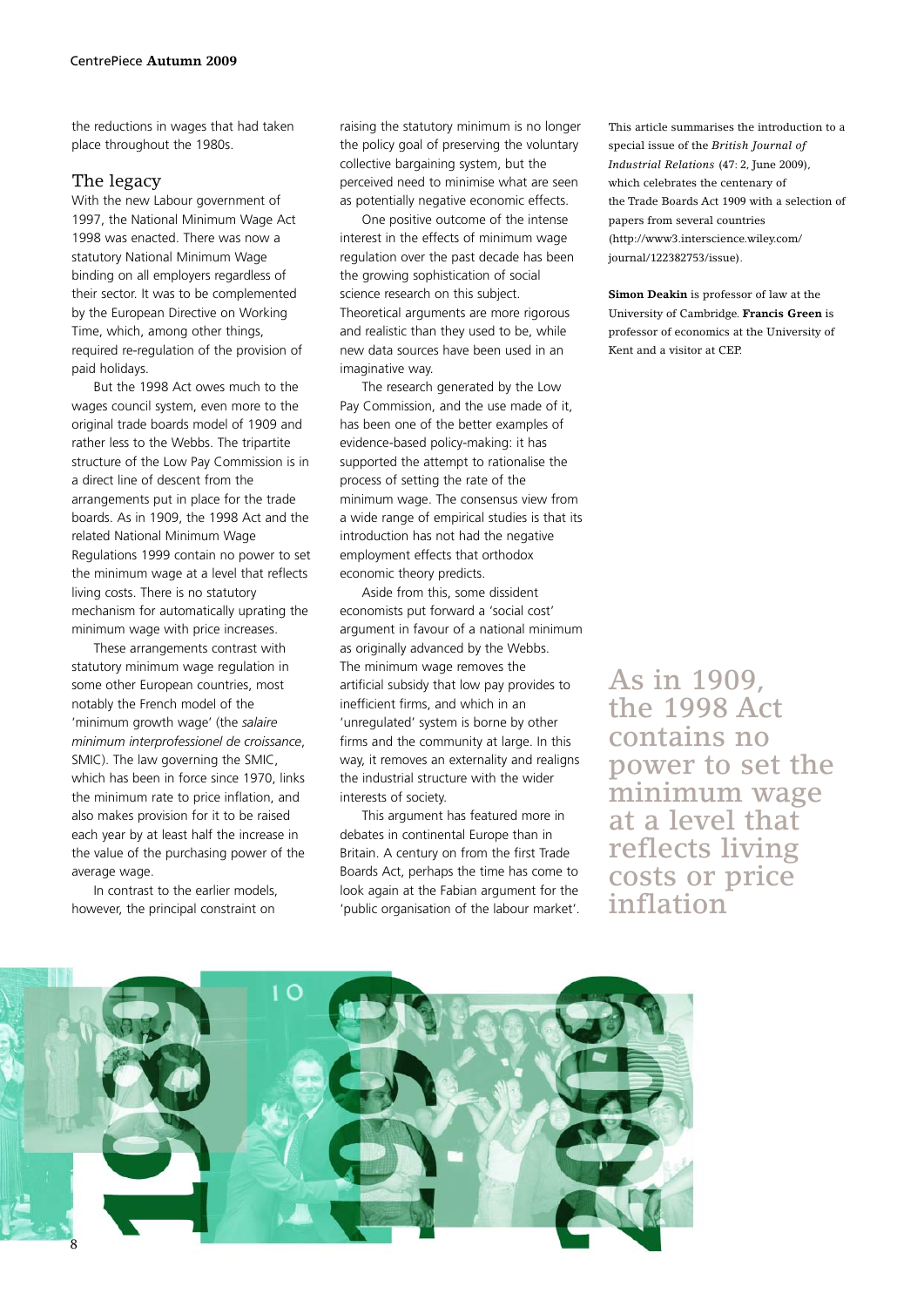the reductions in wages that had taken place throughout the 1980s.

## The legacy

With the new Labour government of 1997, the National Minimum Wage Act 1998 was enacted. There was now a statutory National Minimum Wage binding on all employers regardless of their sector. It was to be complemented by the European Directive on Working Time, which, among other things, required re-regulation of the provision of paid holidays.

But the 1998 Act owes much to the wages council system, even more to the original trade boards model of 1909 and rather less to the Webbs. The tripartite structure of the Low Pay Commission is in a direct line of descent from the arrangements put in place for the trade boards. As in 1909, the 1998 Act and the related National Minimum Wage Regulations 1999 contain no power to set the minimum wage at a level that reflects living costs. There is no statutory mechanism for automatically uprating the minimum wage with price increases.

These arrangements contrast with statutory minimum wage regulation in some other European countries, most notably the French model of the 'minimum growth wage' (the *salaire minimum interprofessionel de croissance*, SMIC). The law governing the SMIC, which has been in force since 1970, links the minimum rate to price inflation, and also makes provision for it to be raised each year by at least half the increase in the value of the purchasing power of the average wage.

In contrast to the earlier models, however, the principal constraint on raising the statutory minimum is no longer the policy goal of preserving the voluntary collective bargaining system, but the perceived need to minimise what are seen as potentially negative economic effects.

One positive outcome of the intense interest in the effects of minimum wage regulation over the past decade has been the growing sophistication of social science research on this subject. Theoretical arguments are more rigorous and realistic than they used to be, while new data sources have been used in an imaginative way.

The research generated by the Low Pay Commission, and the use made of it, has been one of the better examples of evidence-based policy-making: it has supported the attempt to rationalise the process of setting the rate of the minimum wage. The consensus view from a wide range of empirical studies is that its introduction has not had the negative employment effects that orthodox economic theory predicts.

Aside from this, some dissident economists put forward a 'social cost' argument in favour of a national minimum as originally advanced by the Webbs. The minimum wage removes the artificial subsidy that low pay provides to inefficient firms, and which in an 'unregulated' system is borne by other firms and the community at large. In this way, it removes an externality and realigns the industrial structure with the wider interests of society.

This argument has featured more in debates in continental Europe than in Britain. A century on from the first Trade Boards Act, perhaps the time has come to look again at the Fabian argument for the 'public organisation of the labour market'.

This article summarises the introduction to a special issue of the *British Journal of Industrial Relations* (47: 2, June 2009), which celebrates the centenary of the Trade Boards Act 1909 with a selection of papers from several countries (http://www3.interscience.wiley.com/journal/122382753/issue).

**Simon Deakin** is professor of law at the University of Cambridge. **Francis Green** is professor of economics at the University of Kent and a visitor at CEP.

> As in 1909, the 1998 Act contains no power to set the minimum wage at a level that reflects living costs or price inflation